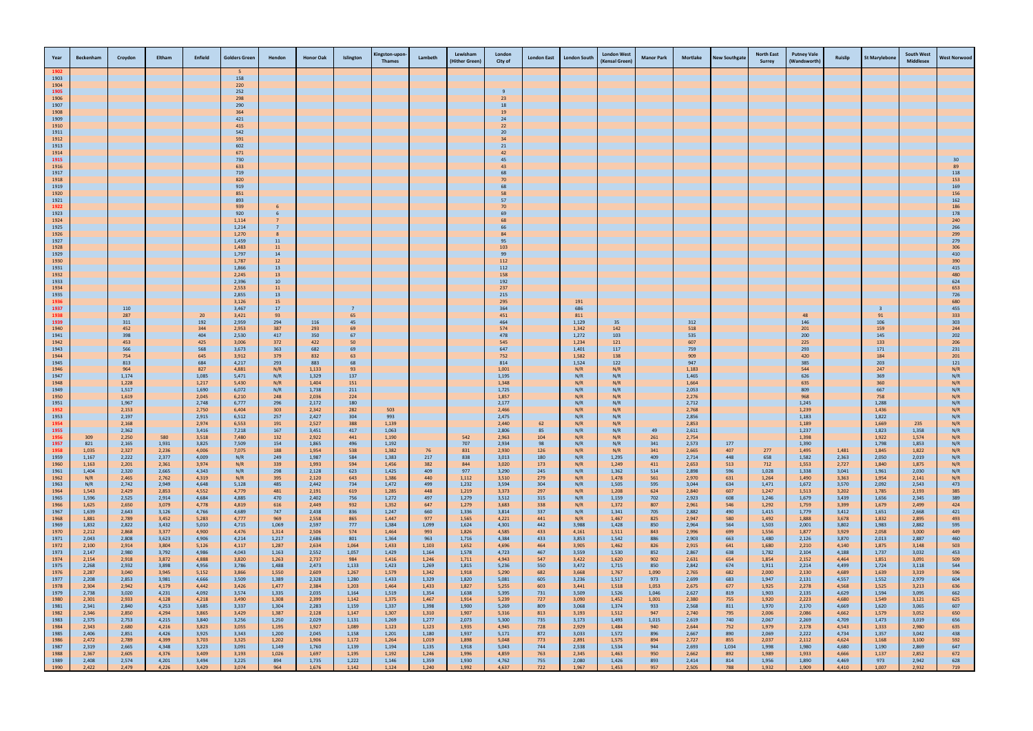| Year | Beckenham | Croydon | Eltham | Enfield | Golders Green | Hendon | Honor Oak | Islington | Kingston-upon-Thames | Lambeth | Lewisham (Hither Green) | London City of | London East | London South | London West (Kensal Green) | Manor Park | Mortlake | New Southgate | North East Surrey | Putney Vale (Wandsworth) | Ruislip | St Marylebone | South West Middlesex | West Norwood |
|---|---|---|---|---|---|---|---|---|---|---|---|---|---|---|---|---|---|---|---|---|---|---|---|---|
| 1902 | | | | | 5 | | | | | | | | | | | | | | | | | | | |
| 1903 | | | | | 158 | | | | | | | | | | | | | | | | | | | |
| 1904 | | | | | 220 | | | | | | | | | | | | | | | | | | | |
| 1905 | | | | | 252 | | | | | | | 9 | | | | | | | | | | | | |
| 1906 | | | | | 298 | | | | | | | 23 | | | | | | | | | | | | |
| 1907 | | | | | 290 | | | | | | | 18 | | | | | | | | | | | | |
| 1908 | | | | | 364 | | | | | | | 19 | | | | | | | | | | | | |
| 1909 | | | | | 421 | | | | | | | 24 | | | | | | | | | | | | |
| 1910 | | | | | 415 | | | | | | | 22 | | | | | | | | | | | | |
| 1911 | | | | | 542 | | | | | | | 20 | | | | | | | | | | | | |
| 1912 | | | | | 591 | | | | | | | 34 | | | | | | | | | | | | |
| 1913 | | | | | 602 | | | | | | | 21 | | | | | | | | | | | | |
| 1914 | | | | | 671 | | | | | | | 42 | | | | | | | | | | | | |
| 1915 | | | | | 730 | | | | | | | 45 | | | | | | | | | | | | 30 |
| 1916 | | | | | 633 | | | | | | | 43 | | | | | | | | | | | | 89 |
| 1917 | | | | | 719 | | | | | | | 68 | | | | | | | | | | | | 118 |
| 1918 | | | | | 820 | | | | | | | 70 | | | | | | | | | | | | 153 |
| 1919 | | | | | 919 | | | | | | | 68 | | | | | | | | | | | | 169 |
| 1920 | | | | | 851 | | | | | | | 58 | | | | | | | | | | | | 156 |
| 1921 | | | | | 893 | | | | | | | 57 | | | | | | | | | | | | 162 |
| 1922 | | | | | 939 | 6 | | | | | | 70 | | | | | | | | | | | | 186 |
| 1923 | | | | | 920 | 6 | | | | | | 69 | | | | | | | | | | | | 178 |
| 1924 | | | | | 1,114 | 7 | | | | | | 68 | | | | | | | | | | | | 240 |
| 1925 | | | | | 1,214 | 7 | | | | | | 66 | | | | | | | | | | | | 266 |
| 1926 | | | | | 1,270 | 8 | | | | | | 84 | | | | | | | | | | | | 299 |
| 1927 | | | | | 1,459 | 11 | | | | | | 95 | | | | | | | | | | | | 279 |
| 1928 | | | | | 1,483 | 11 | | | | | | 103 | | | | | | | | | | | | 306 |
| 1929 | | | | | 1,797 | 14 | | | | | | 99 | | | | | | | | | | | | 410 |
| 1930 | | | | | 1,787 | 12 | | | | | | 112 | | | | | | | | | | | | 390 |
| 1931 | | | | | 1,866 | 13 | | | | | | 112 | | | | | | | | | | | | 415 |
| 1932 | | | | | 2,245 | 13 | | | | | | 158 | | | | | | | | | | | | 480 |
| 1933 | | | | | 2,396 | 10 | | | | | | 192 | | | | | | | | | | | | 624 |
| 1934 | | | | | 2,553 | 11 | | | | | | 237 | | | | | | | | | | | | 653 |
| 1935 | | | | | 2,855 | 13 | | | | | | 215 | | | | | | | | | | | | 726 |
| 1936 | | | | | 3,126 | 15 | | | | | | 295 | | 191 | | | | | | | | | | 680 |
| 1937 | | 110 | | | 3,467 | 17 | | 7 | | | | 364 | | 686 | | | | | | | | 3 | | 455 |
| 1938 | | 287 | | 20 | 3,421 | 93 | | 65 | | | | 451 | | 811 | | | | | | 48 | | 91 | | 333 |
| 1939 | | 311 | | 192 | 2,959 | 294 | 116 | 45 | | | | 464 | | 1,129 | 35 | | 312 | | | 146 | | 106 | | 303 |
| 1940 | | 452 | | 344 | 2,953 | 387 | 293 | 69 | | | | 574 | | 1,342 | 142 | | 518 | | | 201 | | 159 | | 244 |
| 1941 | | 398 | | 404 | 2,530 | 417 | 350 | 67 | | | | 478 | | 1,272 | 103 | | 535 | | | 200 | | 145 | | 202 |
| 1942 | | 453 | | 425 | 3,006 | 372 | 422 | 50 | | | | 545 | | 1,234 | 121 | | 607 | | | 225 | | 133 | | 206 |
| 1943 | | 566 | | 568 | 3,673 | 363 | 682 | 69 | | | | 647 | | 1,401 | 117 | | 759 | | | 293 | | 171 | | 231 |
| 1944 | | 754 | | 645 | 3,912 | 379 | 832 | 63 | | | | 752 | | 1,582 | 138 | | 909 | | | 420 | | 184 | | 201 |
| 1945 | | 813 | | 684 | 4,217 | 293 | 883 | 68 | | | | 814 | | 1,524 | 122 | | 947 | | | 385 | | 203 | | 121 |
| 1946 | | 964 | | 827 | 4,881 | N/R | 1,133 | 93 | | | | 1,001 | | N/R | N/R | | 1,183 | | | 544 | | 247 | | N/R |
| 1947 | | 1,174 | | 1,085 | 5,471 | N/R | 1,329 | 137 | | | | 1,195 | | N/R | N/R | | 1,465 | | | 626 | | 369 | | N/R |
| 1948 | | 1,228 | | 1,217 | 5,430 | N/R | 1,404 | 151 | | | | 1,348 | | N/R | N/R | | 1,664 | | | 635 | | 360 | | N/R |
| 1949 | | 1,517 | | 1,690 | 6,072 | N/R | 1,738 | 211 | | | | 1,725 | | N/R | N/R | | 2,053 | | | 809 | | 667 | | N/R |
| 1950 | | 1,619 | | 2,045 | 6,210 | 248 | 2,036 | 224 | | | | 1,857 | | N/R | N/R | | 2,276 | | | 968 | | 758 | | N/R |
| 1951 | | 1,967 | | 2,748 | 6,777 | 296 | 2,172 | 180 | | | | 2,177 | | N/R | N/R | | 2,712 | | | 1,245 | | 1,288 | | N/R |
| 1952 | | 2,153 | | 2,750 | 6,404 | 303 | 2,342 | 282 | 503 | | | 2,466 | | N/R | N/R | | 2,768 | | | 1,239 | | 1,436 | | N/R |
| 1953 | | 2,197 | | 2,915 | 6,512 | 257 | 2,427 | 304 | 993 | | | 2,475 | | N/R | N/R | | 2,856 | | | 1,183 | | 1,822 | | N/R |
| 1954 | | 2,168 | | 2,974 | 6,553 | 191 | 2,527 | 388 | 1,139 | | | 2,440 | 62 | N/R | N/R | | 2,853 | | | 1,189 | | 1,669 | 235 | N/R |
| 1955 | | 2,362 | | 3,416 | 7,218 | 167 | 3,451 | 417 | 1,063 | | | 2,806 | 85 | N/R | N/R | 49 | 2,611 | | | 1,237 | | 1,823 | 1,358 | N/R |
| 1956 | 309 | 2,250 | 580 | 3,518 | 7,480 | 132 | 2,922 | 441 | 1,190 | | 542 | 2,963 | 104 | N/R | N/R | 261 | 2,754 | | | 1,398 | | 1,922 | 1,574 | N/R |
| 1957 | 821 | 2,165 | 1,931 | 3,825 | 7,509 | 154 | 1,865 | 496 | 1,192 | | 707 | 2,934 | 98 | N/R | N/R | 341 | 2,573 | 177 | | 1,390 | | 1,798 | 1,853 | N/R |
| 1958 | 1,035 | 2,327 | 2,236 | 4,006 | 7,075 | 188 | 1,954 | 538 | 1,382 | 76 | 831 | 2,930 | 126 | N/R | N/R | 341 | 2,665 | 407 | 277 | 1,495 | 1,481 | 1,845 | 1,822 | N/R |
| 1959 | 1,167 | 2,222 | 2,377 | 4,009 | N/R | 249 | 1,987 | 584 | 1,383 | 217 | 838 | 3,013 | 180 | N/R | 1,295 | 409 | 2,714 | 448 | 658 | 1,582 | 2,363 | 2,050 | 2,019 | N/R |
| 1960 | 1,163 | 2,201 | 2,361 | 3,974 | N/R | 339 | 1,993 | 594 | 1,456 | 382 | 844 | 3,020 | 173 | N/R | 1,249 | 411 | 2,653 | 513 | 712 | 1,553 | 2,727 | 1,840 | 1,875 | N/R |
| 1961 | 1,404 | 2,320 | 2,665 | 4,343 | N/R | 298 | 2,128 | 623 | 1,425 | 409 | 977 | 3,290 | 245 | N/R | 1,362 | 514 | 2,898 | 596 | 1,028 | 1,338 | 3,041 | 1,961 | 2,030 | N/R |
| 1962 | N/R | 2,465 | 2,762 | 4,319 | N/R | 395 | 2,120 | 643 | 1,386 | 440 | 1,112 | 3,510 | 279 | N/R | 1,478 | 561 | 2,970 | 631 | 1,264 | 1,490 | 3,363 | 1,954 | 2,141 | N/R |
| 1963 | 1,543 | 2,742 | 2,949 | 4,648 | 5,128 | 485 | 2,442 | 734 | 1,472 | 499 | 1,232 | 3,594 | 304 | N/R | 1,505 | 595 | 3,044 | 634 | 1,471 | 1,672 | 3,570 | 2,092 | 2,543 | 473 |
| 1964 | 1,543 | 2,429 | 2,853 | 4,552 | 4,779 | 481 | 2,191 | 619 | 1,285 | 448 | 1,219 | 3,373 | 297 | N/R | 1,208 | 624 | 2,840 | 607 | 1,247 | 1,513 | 3,202 | 1,785 | 2,193 | 385 |
| 1965 | 1,596 | 2,525 | 2,914 | 4,684 | 4,885 | 470 | 2,402 | 756 | 1,272 | 497 | 1,279 | 3,512 | 315 | N/R | 1,159 | 702 | 2,923 | 608 | 1,246 | 1,679 | 3,439 | 1,656 | 2,345 | 389 |
| 1966 | 1,625 | 2,650 | 3,079 | 4,778 | 4,819 | 616 | 2,449 | 932 | 1,352 | 647 | 1,279 | 3,683 | 338 | N/R | 1,372 | 807 | 2,961 | 546 | 1,292 | 1,759 | 3,399 | 1,679 | 2,499 | 424 |
| 1967 | 1,639 | 2,643 | 3,126 | 4,766 | 4,689 | 747 | 2,438 | 836 | 1,247 | 660 | 1,336 | 3,814 | 337 | N/R | 1,341 | 705 | 2,882 | 490 | 1,415 | 1,779 | 3,412 | 1,651 | 2,668 | 421 |
| 1968 | 1,881 | 2,789 | 3,452 | 5,283 | 4,777 | 969 | 2,558 | 865 | 1,447 | 977 | 1,565 | 4,221 | 441 | N/R | 1,467 | 825 | 2,947 | 580 | 1,492 | 1,888 | 3,678 | 1,832 | 2,895 | 493 |
| 1969 | 1,832 | 2,822 | 3,432 | 5,010 | 4,715 | 1,069 | 2,597 | 777 | 1,384 | 1,099 | 1,624 | 4,301 | 442 | 3,988 | 1,428 | 850 | 2,964 | 564 | 1,503 | 2,001 | 3,802 | 1,983 | 2,882 | 595 |
| 1970 | 2,212 | 2,868 | 3,377 | 4,900 | 4,476 | 1,314 | 2,506 | 574 | 1,464 | 993 | 1,826 | 4,585 | 433 | 4,161 | 1,511 | 843 | 2,996 | 699 | 1,556 | 1,877 | 3,929 | 2,058 | 3,000 | 449 |
| 1971 | 2,043 | 2,808 | 3,623 | 4,906 | 4,214 | 1,217 | 2,686 | 801 | 1,364 | 963 | 1,716 | 4,384 | 433 | 3,853 | 1,542 | 886 | 2,903 | 663 | 1,480 | 2,126 | 3,870 | 2,013 | 2,887 | 460 |
| 1972 | 2,100 | 2,914 | 3,804 | 5,126 | 4,117 | 1,287 | 2,634 | 1,064 | 1,433 | 1,103 | 1,652 | 4,696 | 464 | 3,905 | 1,462 | 826 | 2,915 | 641 | 1,680 | 2,210 | 4,140 | 1,875 | 3,148 | 503 |
| 1973 | 2,147 | 2,980 | 3,792 | 4,986 | 4,043 | 1,163 | 2,552 | 1,057 | 1,429 | 1,164 | 1,578 | 4,723 | 467 | 3,559 | 1,530 | 852 | 2,867 | 638 | 1,782 | 2,104 | 4,188 | 1,737 | 3,032 | 453 |
| 1974 | 2,154 | 2,918 | 3,872 | 4,888 | 3,820 | 1,263 | 2,737 | 984 | 1,416 | 1,246 | 1,711 | 4,943 | 547 | 3,422 | 1,620 | 902 | 2,631 | 654 | 1,854 | 2,152 | 4,464 | 1,851 | 3,091 | 509 |
| 1975 | 2,268 | 2,932 | 3,898 | 4,956 | 3,786 | 1,488 | 2,473 | 1,133 | 1,423 | 1,269 | 1,815 | 5,236 | 550 | 3,472 | 1,715 | 850 | 2,842 | 674 | 1,911 | 2,214 | 4,499 | 1,724 | 3,118 | 544 |
| 1976 | 2,287 | 3,040 | 3,945 | 5,152 | 3,866 | 1,550 | 2,609 | 1,267 | 1,579 | 1,342 | 1,918 | 5,290 | 682 | 3,668 | 1,767 | 1,090 | 2,765 | 682 | 2,000 | 2,130 | 4,689 | 1,639 | 3,319 | 596 |
| 1977 | 2,208 | 2,853 | 3,981 | 4,666 | 3,509 | 1,389 | 2,328 | 1,280 | 1,433 | 1,329 | 1,820 | 5,081 | 605 | 3,236 | 1,517 | 973 | 2,699 | 683 | 1,947 | 2,131 | 4,557 | 1,552 | 2,979 | 604 |
| 1978 | 2,304 | 2,942 | 4,179 | 4,442 | 3,426 | 1,477 | 2,384 | 1,203 | 1,464 | 1,433 | 1,827 | 5,255 | 603 | 3,441 | 1,518 | 1,053 | 2,675 | 677 | 1,925 | 2,278 | 4,568 | 1,525 | 3,213 | 636 |
| 1979 | 2,738 | 3,020 | 4,231 | 4,092 | 3,574 | 1,335 | 2,035 | 1,164 | 1,519 | 1,354 | 1,638 | 5,395 | 731 | 3,509 | 1,526 | 1,046 | 2,627 | 819 | 1,903 | 2,135 | 4,629 | 1,594 | 3,095 | 662 |
| 1980 | 2,301 | 2,933 | 4,128 | 4,218 | 3,490 | 1,308 | 2,399 | 1,142 | 1,375 | 1,467 | 1,914 | 5,239 | 727 | 3,090 | 1,452 | 1,001 | 2,380 | 755 | 1,920 | 2,223 | 4,680 | 1,549 | 3,121 | 625 |
| 1981 | 2,341 | 2,840 | 4,253 | 3,685 | 3,337 | 1,304 | 2,283 | 1,159 | 1,337 | 1,398 | 1,900 | 5,269 | 809 | 3,068 | 1,374 | 933 | 2,568 | 811 | 1,970 | 2,170 | 4,669 | 1,620 | 3,065 | 607 |
| 1982 | 2,346 | 2,850 | 4,294 | 3,865 | 3,429 | 1,387 | 2,128 | 1,147 | 1,307 | 1,310 | 1,907 | 5,316 | 813 | 3,193 | 1,512 | 947 | 2,740 | 795 | 2,006 | 2,086 | 4,662 | 1,579 | 3,052 | 650 |
| 1983 | 2,375 | 2,753 | 4,215 | 3,840 | 3,256 | 1,250 | 2,029 | 1,131 | 1,269 | 1,277 | 2,073 | 5,300 | 735 | 3,173 | 1,493 | 1,015 | 2,619 | 740 | 2,067 | 2,269 | 4,709 | 1,473 | 3,019 | 656 |
| 1984 | 2,343 | 2,680 | 4,216 | 3,823 | 3,055 | 1,195 | 1,927 | 1,089 | 1,123 | 1,123 | 1,935 | 4,945 | 728 | 2,929 | 1,484 | 940 | 2,644 | 752 | 1,979 | 2,178 | 4,543 | 1,333 | 2,980 | 635 |
| 1985 | 2,406 | 2,851 | 4,426 | 3,925 | 3,343 | 1,200 | 2,045 | 1,158 | 1,201 | 1,180 | 1,937 | 5,171 | 872 | 3,033 | 1,572 | 896 | 2,667 | 890 | 2,069 | 2,222 | 4,734 | 1,357 | 3,042 | 438 |
| 1986 | 2,472 | 2,789 | 4,399 | 3,703 | 3,325 | 1,202 | 1,906 | 1,172 | 1,264 | 1,019 | 1,898 | 5,048 | 773 | 2,891 | 1,575 | 894 | 2,727 | 855 | 2,037 | 2,112 | 4,624 | 1,168 | 3,100 | 592 |
| 1987 | 2,319 | 2,665 | 4,348 | 3,223 | 3,091 | 1,149 | 1,760 | 1,139 | 1,194 | 1,135 | 1,918 | 5,043 | 744 | 2,538 | 1,534 | 944 | 2,693 | 1,034 | 1,998 | 1,980 | 4,680 | 1,190 | 2,869 | 647 |
| 1988 | 2,367 | 2,605 | 4,376 | 3,409 | 3,193 | 1,026 | 1,697 | 1,195 | 1,192 | 1,246 | 1,996 | 4,859 | 763 | 2,345 | 1,463 | 950 | 2,662 | 892 | 1,989 | 1,933 | 4,666 | 1,137 | 2,852 | 672 |
| 1989 | 2,408 | 2,574 | 4,201 | 3,494 | 3,225 | 894 | 1,735 | 1,222 | 1,146 | 1,359 | 1,930 | 4,762 | 755 | 2,080 | 1,426 | 893 | 2,414 | 814 | 1,956 | 1,890 | 4,469 | 973 | 2,942 | 628 |
| 1990 | 2,422 | 2,479 | 4,226 | 3,429 | 3,074 | 964 | 1,676 | 1,142 | 1,124 | 1,240 | 1,992 | 4,637 | 722 | 1,967 | 1,453 | 957 | 2,505 | 788 | 1,932 | 1,909 | 4,410 | 1,007 | 2,932 | 719 |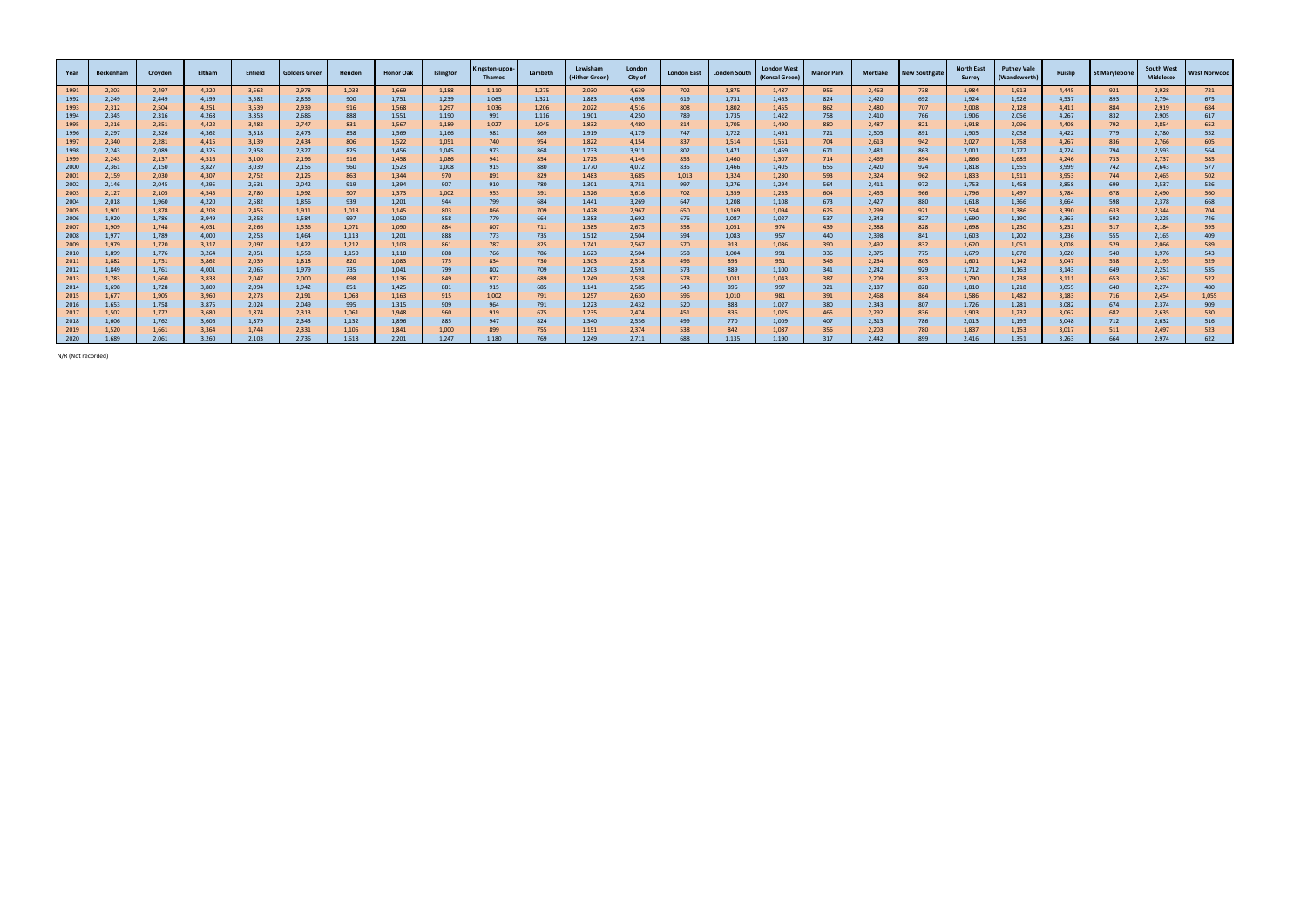| Year | Beckenham | Croydon | Eltham | Enfield | Golders Green | Hendon | Honor Oak | Islington | Kingston-upon-Thames | Lambeth | Lewisham (Hither Green) | London City of | London East | London South | London West (Kensal Green) | Manor Park | Mortlake | New Southgate | North East Surrey | Putney Vale (Wandsworth) | Ruislip | St Marylebone | South West Middlesex | West Norwood |
|---|---|---|---|---|---|---|---|---|---|---|---|---|---|---|---|---|---|---|---|---|---|---|---|---|
| 1991 | 2,303 | 2,497 | 4,220 | 3,562 | 2,978 | 1,033 | 1,669 | 1,188 | 1,110 | 1,275 | 2,030 | 4,639 | 702 | 1,875 | 1,487 | 956 | 2,463 | 738 | 1,984 | 1,913 | 4,445 | 921 | 2,928 | 721 |
| 1992 | 2,249 | 2,449 | 4,199 | 3,582 | 2,856 | 900 | 1,751 | 1,239 | 1,065 | 1,321 | 1,883 | 4,698 | 619 | 1,731 | 1,463 | 824 | 2,420 | 692 | 1,924 | 1,926 | 4,537 | 893 | 2,794 | 675 |
| 1993 | 2,312 | 2,504 | 4,251 | 3,539 | 2,939 | 916 | 1,568 | 1,297 | 1,036 | 1,206 | 2,022 | 4,516 | 808 | 1,802 | 1,455 | 862 | 2,480 | 707 | 2,008 | 2,128 | 4,411 | 884 | 2,919 | 684 |
| 1994 | 2,345 | 2,316 | 4,268 | 3,353 | 2,686 | 888 | 1,551 | 1,190 | 991 | 1,116 | 1,901 | 4,250 | 789 | 1,735 | 1,422 | 758 | 2,410 | 766 | 1,906 | 2,056 | 4,267 | 832 | 2,905 | 617 |
| 1995 | 2,316 | 2,351 | 4,422 | 3,482 | 2,747 | 831 | 1,567 | 1,189 | 1,027 | 1,045 | 1,832 | 4,480 | 814 | 1,705 | 1,490 | 880 | 2,487 | 821 | 1,918 | 2,096 | 4,408 | 792 | 2,854 | 652 |
| 1996 | 2,297 | 2,326 | 4,362 | 3,318 | 2,473 | 858 | 1,569 | 1,166 | 981 | 869 | 1,919 | 4,179 | 747 | 1,722 | 1,491 | 721 | 2,505 | 891 | 1,905 | 2,058 | 4,422 | 779 | 2,780 | 552 |
| 1997 | 2,340 | 2,281 | 4,415 | 3,139 | 2,434 | 806 | 1,522 | 1,051 | 740 | 954 | 1,822 | 4,154 | 837 | 1,514 | 1,551 | 704 | 2,613 | 942 | 2,027 | 1,758 | 4,267 | 836 | 2,766 | 605 |
| 1998 | 2,243 | 2,089 | 4,325 | 2,958 | 2,327 | 825 | 1,456 | 1,045 | 973 | 868 | 1,733 | 3,911 | 802 | 1,471 | 1,459 | 671 | 2,481 | 863 | 2,001 | 1,777 | 4,224 | 794 | 2,593 | 564 |
| 1999 | 2,243 | 2,137 | 4,516 | 3,100 | 2,196 | 916 | 1,458 | 1,086 | 941 | 854 | 1,725 | 4,146 | 853 | 1,460 | 1,307 | 714 | 2,469 | 894 | 1,866 | 1,689 | 4,246 | 733 | 2,737 | 585 |
| 2000 | 2,361 | 2,150 | 3,827 | 3,039 | 2,155 | 960 | 1,523 | 1,008 | 915 | 880 | 1,770 | 4,072 | 835 | 1,466 | 1,405 | 655 | 2,420 | 924 | 1,818 | 1,555 | 3,999 | 742 | 2,643 | 577 |
| 2001 | 2,159 | 2,030 | 4,307 | 2,752 | 2,125 | 863 | 1,344 | 970 | 891 | 829 | 1,483 | 3,685 | 1,013 | 1,324 | 1,280 | 593 | 2,324 | 962 | 1,833 | 1,511 | 3,953 | 744 | 2,465 | 502 |
| 2002 | 2,146 | 2,045 | 4,295 | 2,631 | 2,042 | 919 | 1,394 | 907 | 910 | 780 | 1,301 | 3,751 | 997 | 1,276 | 1,294 | 564 | 2,411 | 972 | 1,753 | 1,458 | 3,858 | 699 | 2,537 | 526 |
| 2003 | 2,127 | 2,105 | 4,545 | 2,780 | 1,992 | 907 | 1,373 | 1,002 | 953 | 591 | 1,526 | 3,616 | 702 | 1,359 | 1,263 | 604 | 2,455 | 966 | 1,796 | 1,497 | 3,784 | 678 | 2,490 | 560 |
| 2004 | 2,018 | 1,960 | 4,220 | 2,582 | 1,856 | 939 | 1,201 | 944 | 799 | 684 | 1,441 | 3,269 | 647 | 1,208 | 1,108 | 673 | 2,427 | 880 | 1,618 | 1,366 | 3,664 | 598 | 2,378 | 668 |
| 2005 | 1,901 | 1,878 | 4,203 | 2,455 | 1,911 | 1,013 | 1,145 | 803 | 866 | 709 | 1,428 | 2,967 | 650 | 1,169 | 1,094 | 625 | 2,299 | 921 | 1,534 | 1,386 | 3,390 | 633 | 2,344 | 704 |
| 2006 | 1,920 | 1,786 | 3,949 | 2,358 | 1,584 | 997 | 1,050 | 858 | 779 | 664 | 1,383 | 2,692 | 676 | 1,087 | 1,027 | 537 | 2,343 | 827 | 1,690 | 1,190 | 3,363 | 592 | 2,225 | 746 |
| 2007 | 1,909 | 1,748 | 4,031 | 2,266 | 1,536 | 1,071 | 1,090 | 884 | 807 | 711 | 1,385 | 2,675 | 558 | 1,051 | 974 | 439 | 2,388 | 828 | 1,698 | 1,230 | 3,231 | 517 | 2,184 | 595 |
| 2008 | 1,977 | 1,789 | 4,000 | 2,253 | 1,464 | 1,113 | 1,201 | 888 | 773 | 735 | 1,512 | 2,504 | 594 | 1,083 | 957 | 440 | 2,398 | 841 | 1,603 | 1,202 | 3,236 | 555 | 2,165 | 409 |
| 2009 | 1,979 | 1,720 | 3,317 | 2,097 | 1,422 | 1,212 | 1,103 | 861 | 787 | 825 | 1,741 | 2,567 | 570 | 913 | 1,036 | 390 | 2,492 | 832 | 1,620 | 1,051 | 3,008 | 529 | 2,066 | 589 |
| 2010 | 1,899 | 1,776 | 3,264 | 2,051 | 1,558 | 1,150 | 1,118 | 808 | 766 | 786 | 1,623 | 2,504 | 558 | 1,004 | 991 | 336 | 2,375 | 775 | 1,679 | 1,078 | 3,020 | 540 | 1,976 | 543 |
| 2011 | 1,882 | 1,751 | 3,862 | 2,039 | 1,818 | 820 | 1,083 | 775 | 834 | 730 | 1,303 | 2,518 | 496 | 893 | 951 | 346 | 2,234 | 803 | 1,601 | 1,142 | 3,047 | 558 | 2,195 | 529 |
| 2012 | 1,849 | 1,761 | 4,001 | 2,065 | 1,979 | 735 | 1,041 | 799 | 802 | 709 | 1,203 | 2,591 | 573 | 889 | 1,100 | 341 | 2,242 | 929 | 1,712 | 1,163 | 3,143 | 649 | 2,251 | 535 |
| 2013 | 1,783 | 1,660 | 3,838 | 2,047 | 2,000 | 698 | 1,136 | 849 | 972 | 689 | 1,249 | 2,538 | 578 | 1,031 | 1,043 | 387 | 2,209 | 833 | 1,790 | 1,238 | 3,111 | 653 | 2,367 | 522 |
| 2014 | 1,698 | 1,728 | 3,809 | 2,094 | 1,942 | 851 | 1,425 | 881 | 915 | 685 | 1,141 | 2,585 | 543 | 896 | 997 | 321 | 2,187 | 828 | 1,810 | 1,218 | 3,055 | 640 | 2,274 | 480 |
| 2015 | 1,677 | 1,905 | 3,960 | 2,273 | 2,191 | 1,063 | 1,163 | 915 | 1,002 | 791 | 1,257 | 2,630 | 596 | 1,010 | 981 | 391 | 2,468 | 864 | 1,586 | 1,482 | 3,183 | 716 | 2,454 | 1,055 |
| 2016 | 1,653 | 1,758 | 3,875 | 2,024 | 2,049 | 995 | 1,315 | 909 | 964 | 791 | 1,223 | 2,432 | 520 | 888 | 1,027 | 380 | 2,343 | 807 | 1,726 | 1,281 | 3,082 | 674 | 2,374 | 909 |
| 2017 | 1,502 | 1,772 | 3,680 | 1,874 | 2,313 | 1,061 | 1,948 | 960 | 919 | 675 | 1,235 | 2,474 | 451 | 836 | 1,025 | 465 | 2,292 | 836 | 1,903 | 1,232 | 3,062 | 682 | 2,635 | 530 |
| 2018 | 1,606 | 1,762 | 3,606 | 1,879 | 2,343 | 1,132 | 1,896 | 885 | 947 | 824 | 1,340 | 2,536 | 499 | 770 | 1,009 | 407 | 2,313 | 786 | 2,013 | 1,195 | 3,048 | 712 | 2,632 | 516 |
| 2019 | 1,520 | 1,661 | 3,364 | 1,744 | 2,331 | 1,105 | 1,841 | 1,000 | 899 | 755 | 1,151 | 2,374 | 538 | 842 | 1,087 | 356 | 2,203 | 780 | 1,837 | 1,153 | 3,017 | 511 | 2,497 | 523 |
| 2020 | 1,689 | 2,061 | 3,260 | 2,103 | 2,736 | 1,618 | 2,201 | 1,247 | 1,180 | 769 | 1,249 | 2,711 | 688 | 1,135 | 1,190 | 317 | 2,442 | 899 | 2,416 | 1,351 | 3,263 | 664 | 2,974 | 622 |

N/R (Not recorded)